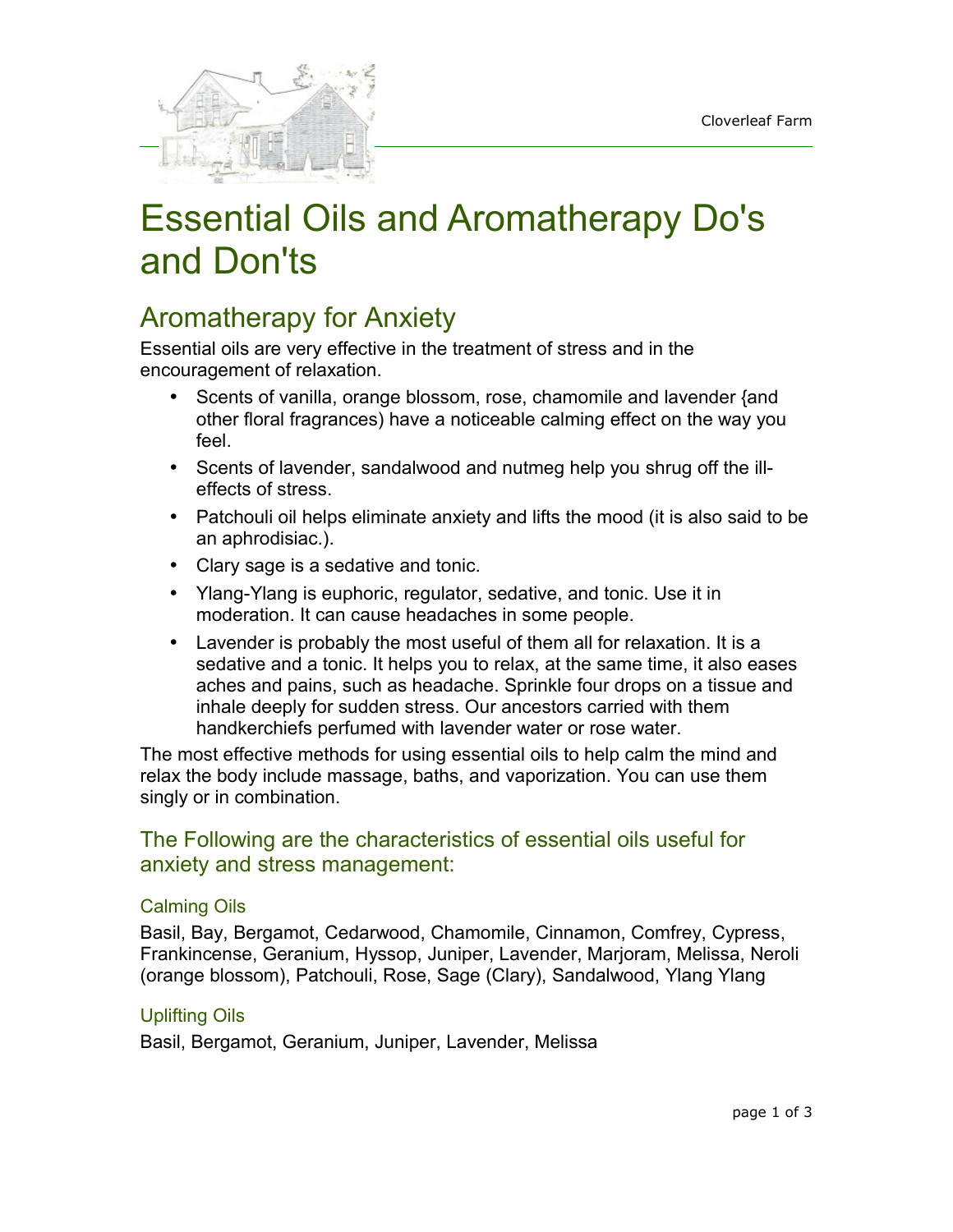# Essential Oils and Aromatherapy Do's and Don'ts

## Aromatherapy for Anxiety

Essential oils are very effective in the treatment of stress and in the encouragement of relaxation.

- Scents of vanilla, orange blossom, rose, chamomile and lavender {and other floral fragrances) have a noticeable calming effect on the way you feel.
- Scents of lavender, sandalwood and nutmeg help you shrug off the ill-effects of stress.
- Patchouli oil helps eliminate anxiety and lifts the mood (it is also said to be an aphrodisiac.).
- Clary sage is a sedative and tonic.
- Ylang-Ylang is euphoric, regulator, sedative, and tonic. Use it in moderation. It can cause headaches in some people.
- Lavender is probably the most useful of them all for relaxation. It is a sedative and a tonic. It helps you to relax, at the same time, it also eases aches and pains, such as headache. Sprinkle four drops on a tissue and inhale deeply for sudden stress. Our ancestors carried with them handkerchiefs perfumed with lavender water or rose water.

The most effective methods for using essential oils to help calm the mind and relax the body include massage, baths, and vaporization. You can use them singly or in combination.

### The Following are the characteristics of essential oils useful for anxiety and stress management:

#### Calming Oils

Basil, Bay, Bergamot, Cedarwood, Chamomile, Cinnamon, Comfrey, Cypress, Frankincense, Geranium, Hyssop, Juniper, Lavender, Marjoram, Melissa, Neroli (orange blossom), Patchouli, Rose, Sage (Clary), Sandalwood, Ylang Ylang

#### Uplifting Oils

Basil, Bergamot, Geranium, Juniper, Lavender, Melissa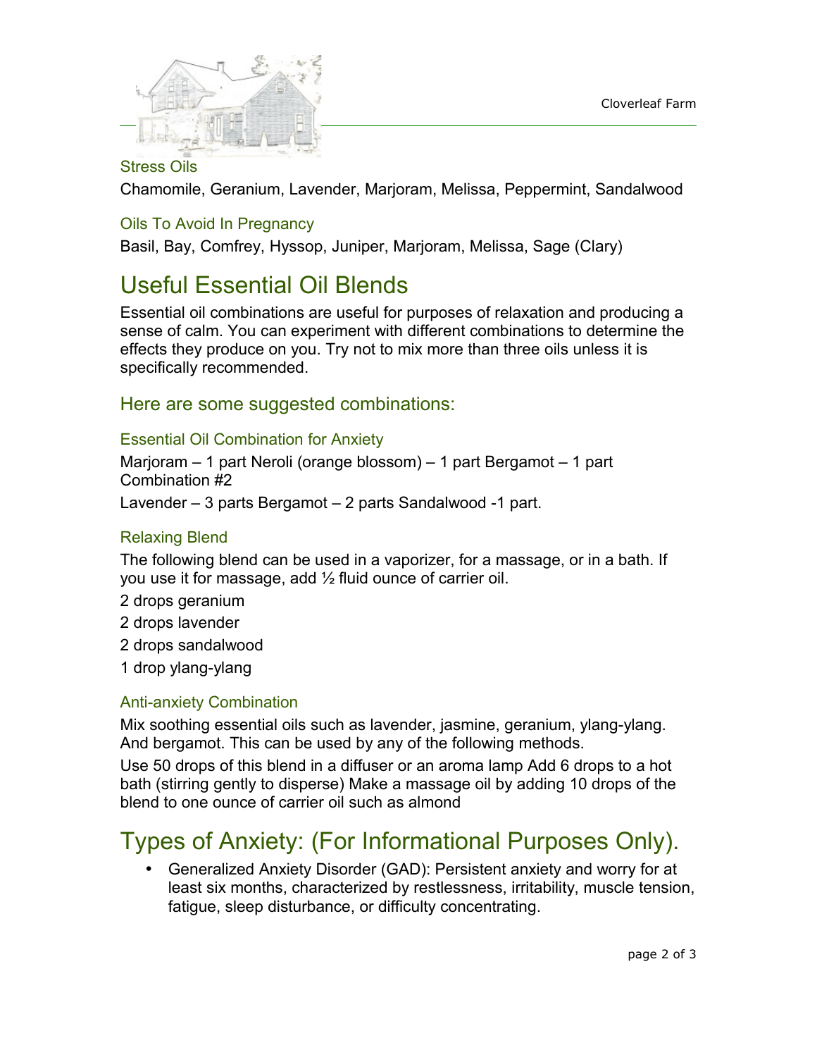### Stress Oils

Chamomile, Geranium, Lavender, Marjoram, Melissa, Peppermint, Sandalwood

### Oils To Avoid In Pregnancy

Basil, Bay, Comfrey, Hyssop, Juniper, Marjoram, Melissa, Sage (Clary)

# Useful Essential Oil Blends

Essential oil combinations are useful for purposes of relaxation and producing a sense of calm. You can experiment with different combinations to determine the effects they produce on you. Try not to mix more than three oils unless it is specifically recommended.

## Here are some suggested combinations:

### Essential Oil Combination for Anxiety

Marjoram – 1 part Neroli (orange blossom) – 1 part Bergamot – 1 part
Combination #2

Lavender – 3 parts Bergamot – 2 parts Sandalwood -1 part.

### Relaxing Blend

The following blend can be used in a vaporizer, for a massage, or in a bath. If you use it for massage, add ½ fluid ounce of carrier oil.

2 drops geranium

2 drops lavender

2 drops sandalwood

1 drop ylang-ylang

### Anti-anxiety Combination

Mix soothing essential oils such as lavender, jasmine, geranium, ylang-ylang. And bergamot. This can be used by any of the following methods.

Use 50 drops of this blend in a diffuser or an aroma lamp Add 6 drops to a hot bath (stirring gently to disperse) Make a massage oil by adding 10 drops of the blend to one ounce of carrier oil such as almond

# Types of Anxiety: (For Informational Purposes Only).

- Generalized Anxiety Disorder (GAD): Persistent anxiety and worry for at least six months, characterized by restlessness, irritability, muscle tension, fatigue, sleep disturbance, or difficulty concentrating.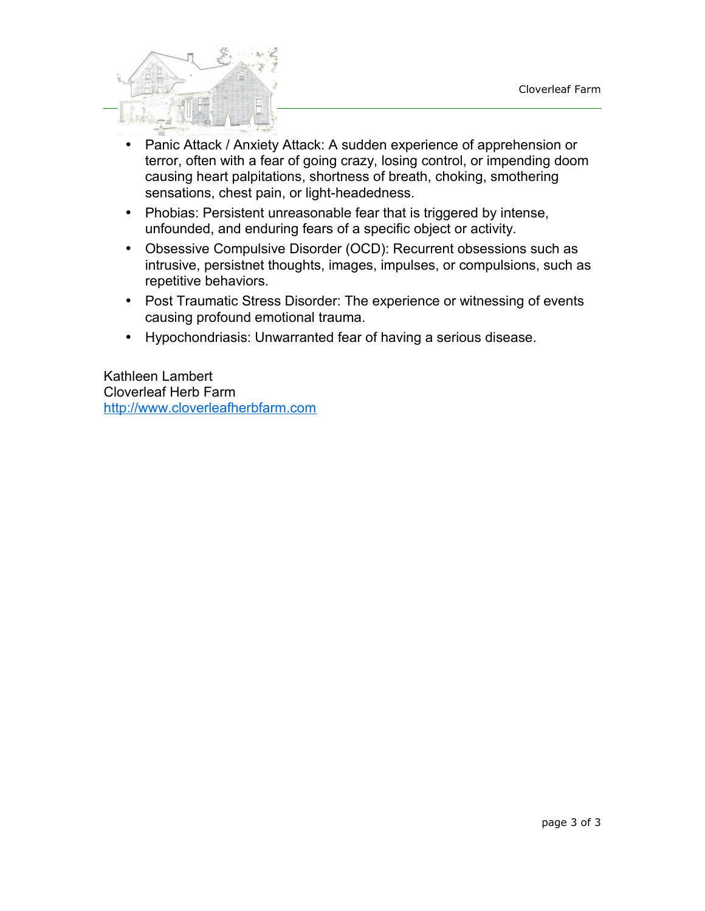- Panic Attack / Anxiety Attack: A sudden experience of apprehension or terror, often with a fear of going crazy, losing control, or impending doom causing heart palpitations, shortness of breath, choking, smothering sensations, chest pain, or light-headedness.
- Phobias: Persistent unreasonable fear that is triggered by intense, unfounded, and enduring fears of a specific object or activity.
- Obsessive Compulsive Disorder (OCD): Recurrent obsessions such as intrusive, persistnet thoughts, images, impulses, or compulsions, such as repetitive behaviors.
- Post Traumatic Stress Disorder: The experience or witnessing of events causing profound emotional trauma.
- Hypochondriasis: Unwarranted fear of having a serious disease.

Kathleen Lambert
Cloverleaf Herb Farm
http://www.cloverleafherbfarm.com